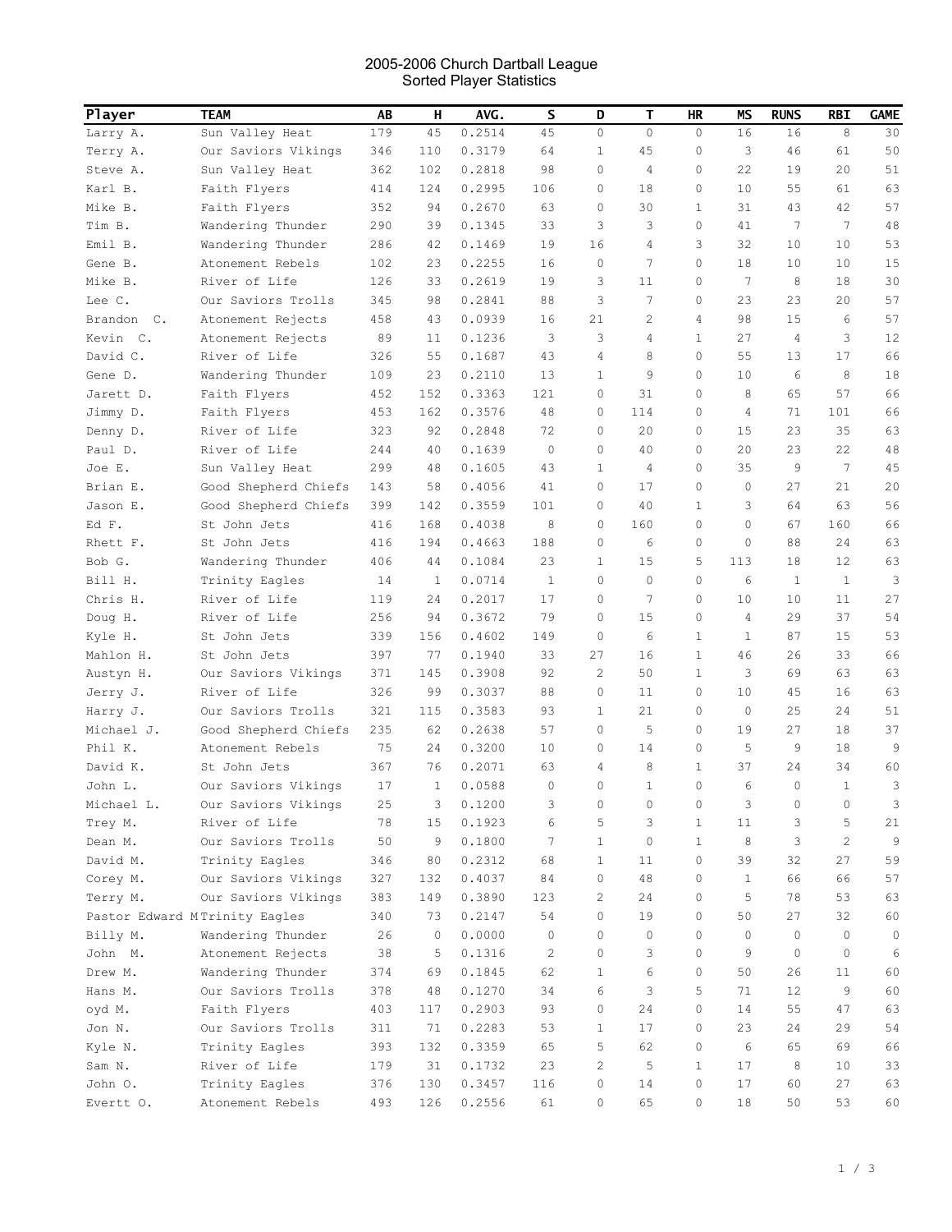2005-2006 Church Dartball League
Sorted Player Statistics

| Player | TEAM | AB | H | AVG. | S | D | T | HR | MS | RUNS | RBI | GAME |
|---|---|---|---|---|---|---|---|---|---|---|---|---|
| Larry A. | Sun Valley Heat | 179 | 45 | 0.2514 | 45 | 0 | 0 | 0 | 16 | 16 | 8 | 30 |
| Terry A. | Our Saviors Vikings | 346 | 110 | 0.3179 | 64 | 1 | 45 | 0 | 3 | 46 | 61 | 50 |
| Steve A. | Sun Valley Heat | 362 | 102 | 0.2818 | 98 | 0 | 4 | 0 | 22 | 19 | 20 | 51 |
| Karl B. | Faith Flyers | 414 | 124 | 0.2995 | 106 | 0 | 18 | 0 | 10 | 55 | 61 | 63 |
| Mike B. | Faith Flyers | 352 | 94 | 0.2670 | 63 | 0 | 30 | 1 | 31 | 43 | 42 | 57 |
| Tim B. | Wandering Thunder | 290 | 39 | 0.1345 | 33 | 3 | 3 | 0 | 41 | 7 | 7 | 48 |
| Emil B. | Wandering Thunder | 286 | 42 | 0.1469 | 19 | 16 | 4 | 3 | 32 | 10 | 10 | 53 |
| Gene B. | Atonement Rebels | 102 | 23 | 0.2255 | 16 | 0 | 7 | 0 | 18 | 10 | 10 | 15 |
| Mike B. | River of Life | 126 | 33 | 0.2619 | 19 | 3 | 11 | 0 | 7 | 8 | 18 | 30 |
| Lee C. | Our Saviors Trolls | 345 | 98 | 0.2841 | 88 | 3 | 7 | 0 | 23 | 23 | 20 | 57 |
| Brandon C. | Atonement Rejects | 458 | 43 | 0.0939 | 16 | 21 | 2 | 4 | 98 | 15 | 6 | 57 |
| Kevin C. | Atonement Rejects | 89 | 11 | 0.1236 | 3 | 3 | 4 | 1 | 27 | 4 | 3 | 12 |
| David C. | River of Life | 326 | 55 | 0.1687 | 43 | 4 | 8 | 0 | 55 | 13 | 17 | 66 |
| Gene D. | Wandering Thunder | 109 | 23 | 0.2110 | 13 | 1 | 9 | 0 | 10 | 6 | 8 | 18 |
| Jarett D. | Faith Flyers | 452 | 152 | 0.3363 | 121 | 0 | 31 | 0 | 8 | 65 | 57 | 66 |
| Jimmy D. | Faith Flyers | 453 | 162 | 0.3576 | 48 | 0 | 114 | 0 | 4 | 71 | 101 | 66 |
| Denny D. | River of Life | 323 | 92 | 0.2848 | 72 | 0 | 20 | 0 | 15 | 23 | 35 | 63 |
| Paul D. | River of Life | 244 | 40 | 0.1639 | 0 | 0 | 40 | 0 | 20 | 23 | 22 | 48 |
| Joe E. | Sun Valley Heat | 299 | 48 | 0.1605 | 43 | 1 | 4 | 0 | 35 | 9 | 7 | 45 |
| Brian E. | Good Shepherd Chiefs | 143 | 58 | 0.4056 | 41 | 0 | 17 | 0 | 0 | 27 | 21 | 20 |
| Jason E. | Good Shepherd Chiefs | 399 | 142 | 0.3559 | 101 | 0 | 40 | 1 | 3 | 64 | 63 | 56 |
| Ed F. | St John Jets | 416 | 168 | 0.4038 | 8 | 0 | 160 | 0 | 0 | 67 | 160 | 66 |
| Rhett F. | St John Jets | 416 | 194 | 0.4663 | 188 | 0 | 6 | 0 | 0 | 88 | 24 | 63 |
| Bob G. | Wandering Thunder | 406 | 44 | 0.1084 | 23 | 1 | 15 | 5 | 113 | 18 | 12 | 63 |
| Bill H. | Trinity Eagles | 14 | 1 | 0.0714 | 1 | 0 | 0 | 0 | 6 | 1 | 1 | 3 |
| Chris H. | River of Life | 119 | 24 | 0.2017 | 17 | 0 | 7 | 0 | 10 | 10 | 11 | 27 |
| Doug H. | River of Life | 256 | 94 | 0.3672 | 79 | 0 | 15 | 0 | 4 | 29 | 37 | 54 |
| Kyle H. | St John Jets | 339 | 156 | 0.4602 | 149 | 0 | 6 | 1 | 1 | 87 | 15 | 53 |
| Mahlon H. | St John Jets | 397 | 77 | 0.1940 | 33 | 27 | 16 | 1 | 46 | 26 | 33 | 66 |
| Austyn H. | Our Saviors Vikings | 371 | 145 | 0.3908 | 92 | 2 | 50 | 1 | 3 | 69 | 63 | 63 |
| Jerry J. | River of Life | 326 | 99 | 0.3037 | 88 | 0 | 11 | 0 | 10 | 45 | 16 | 63 |
| Harry J. | Our Saviors Trolls | 321 | 115 | 0.3583 | 93 | 1 | 21 | 0 | 0 | 25 | 24 | 51 |
| Michael J. | Good Shepherd Chiefs | 235 | 62 | 0.2638 | 57 | 0 | 5 | 0 | 19 | 27 | 18 | 37 |
| Phil K. | Atonement Rebels | 75 | 24 | 0.3200 | 10 | 0 | 14 | 0 | 5 | 9 | 18 | 9 |
| David K. | St John Jets | 367 | 76 | 0.2071 | 63 | 4 | 8 | 1 | 37 | 24 | 34 | 60 |
| John L. | Our Saviors Vikings | 17 | 1 | 0.0588 | 0 | 0 | 1 | 0 | 6 | 0 | 1 | 3 |
| Michael L. | Our Saviors Vikings | 25 | 3 | 0.1200 | 3 | 0 | 0 | 0 | 3 | 0 | 0 | 3 |
| Trey M. | River of Life | 78 | 15 | 0.1923 | 6 | 5 | 3 | 1 | 11 | 3 | 5 | 21 |
| Dean M. | Our Saviors Trolls | 50 | 9 | 0.1800 | 7 | 1 | 0 | 1 | 8 | 3 | 2 | 9 |
| David M. | Trinity Eagles | 346 | 80 | 0.2312 | 68 | 1 | 11 | 0 | 39 | 32 | 27 | 59 |
| Corey M. | Our Saviors Vikings | 327 | 132 | 0.4037 | 84 | 0 | 48 | 0 | 1 | 66 | 66 | 57 |
| Terry M. | Our Saviors Vikings | 383 | 149 | 0.3890 | 123 | 2 | 24 | 0 | 5 | 78 | 53 | 63 |
| Pastor Edward M | Trinity Eagles | 340 | 73 | 0.2147 | 54 | 0 | 19 | 0 | 50 | 27 | 32 | 60 |
| Billy M. | Wandering Thunder | 26 | 0 | 0.0000 | 0 | 0 | 0 | 0 | 0 | 0 | 0 | 0 |
| John M. | Atonement Rejects | 38 | 5 | 0.1316 | 2 | 0 | 3 | 0 | 9 | 0 | 0 | 6 |
| Drew M. | Wandering Thunder | 374 | 69 | 0.1845 | 62 | 1 | 6 | 0 | 50 | 26 | 11 | 60 |
| Hans M. | Our Saviors Trolls | 378 | 48 | 0.1270 | 34 | 6 | 3 | 5 | 71 | 12 | 9 | 60 |
| oyd M. | Faith Flyers | 403 | 117 | 0.2903 | 93 | 0 | 24 | 0 | 14 | 55 | 47 | 63 |
| Jon N. | Our Saviors Trolls | 311 | 71 | 0.2283 | 53 | 1 | 17 | 0 | 23 | 24 | 29 | 54 |
| Kyle N. | Trinity Eagles | 393 | 132 | 0.3359 | 65 | 5 | 62 | 0 | 6 | 65 | 69 | 66 |
| Sam N. | River of Life | 179 | 31 | 0.1732 | 23 | 2 | 5 | 1 | 17 | 8 | 10 | 33 |
| John O. | Trinity Eagles | 376 | 130 | 0.3457 | 116 | 0 | 14 | 0 | 17 | 60 | 27 | 63 |
| Evertt O. | Atonement Rebels | 493 | 126 | 0.2556 | 61 | 0 | 65 | 0 | 18 | 50 | 53 | 60 |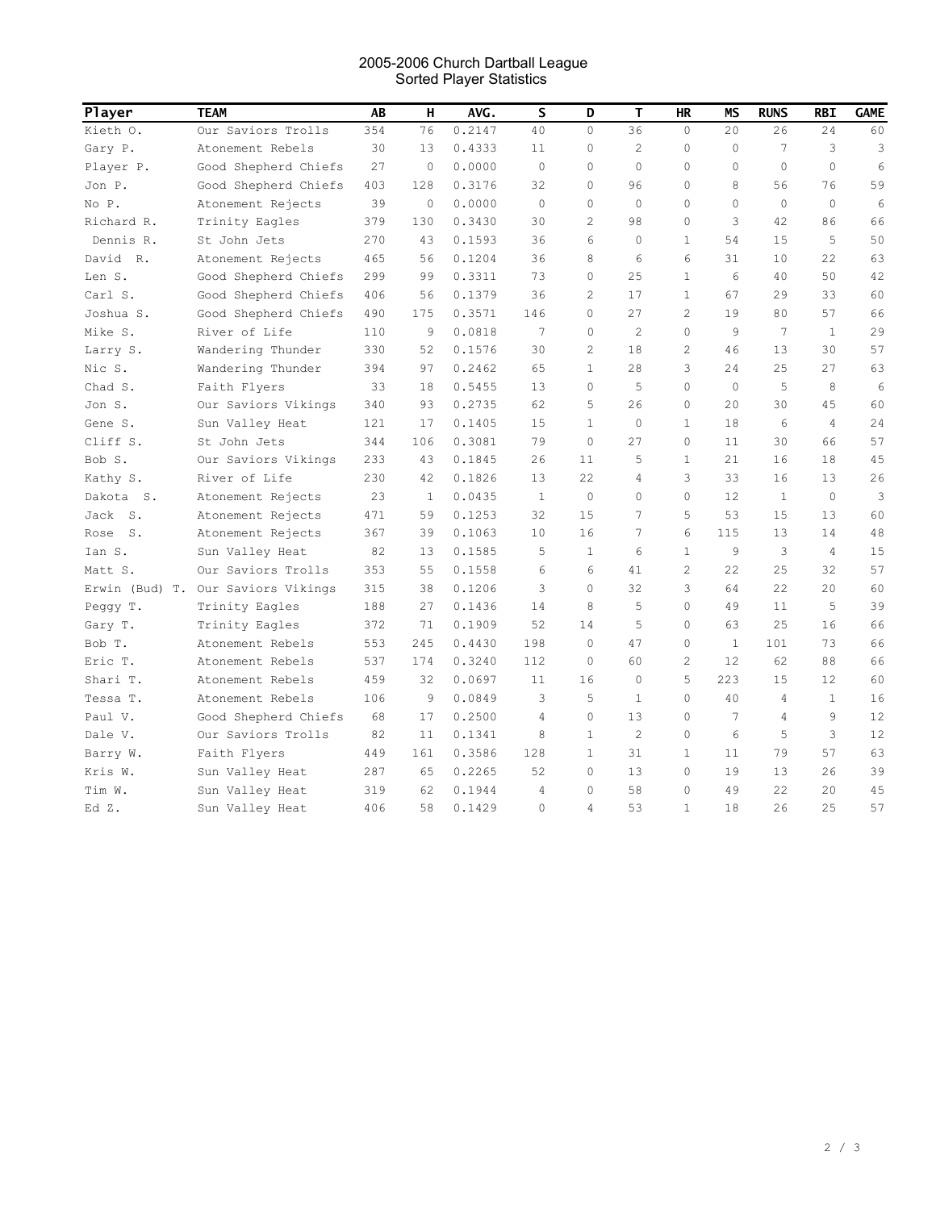# 2005-2006 Church Dartball League
## Sorted Player Statistics

| Player | TEAM | AB | H | AVG. | S | D | T | HR | MS | RUNS | RBI | GAME |
|---|---|---|---|---|---|---|---|---|---|---|---|---|
| Kieth O. | Our Saviors Trolls | 354 | 76 | 0.2147 | 40 | 0 | 36 | 0 | 20 | 26 | 24 | 60 |
| Gary P. | Atonement Rebels | 30 | 13 | 0.4333 | 11 | 0 | 2 | 0 | 0 | 7 | 3 | 3 |
| Player P. | Good Shepherd Chiefs | 27 | 0 | 0.0000 | 0 | 0 | 0 | 0 | 0 | 0 | 0 | 6 |
| Jon P. | Good Shepherd Chiefs | 403 | 128 | 0.3176 | 32 | 0 | 96 | 0 | 8 | 56 | 76 | 59 |
| No P. | Atonement Rejects | 39 | 0 | 0.0000 | 0 | 0 | 0 | 0 | 0 | 0 | 0 | 6 |
| Richard R. | Trinity Eagles | 379 | 130 | 0.3430 | 30 | 2 | 98 | 0 | 3 | 42 | 86 | 66 |
| Dennis R. | St John Jets | 270 | 43 | 0.1593 | 36 | 6 | 0 | 1 | 54 | 15 | 5 | 50 |
| David R. | Atonement Rejects | 465 | 56 | 0.1204 | 36 | 8 | 6 | 6 | 31 | 10 | 22 | 63 |
| Len S. | Good Shepherd Chiefs | 299 | 99 | 0.3311 | 73 | 0 | 25 | 1 | 6 | 40 | 50 | 42 |
| Carl S. | Good Shepherd Chiefs | 406 | 56 | 0.1379 | 36 | 2 | 17 | 1 | 67 | 29 | 33 | 60 |
| Joshua S. | Good Shepherd Chiefs | 490 | 175 | 0.3571 | 146 | 0 | 27 | 2 | 19 | 80 | 57 | 66 |
| Mike S. | River of Life | 110 | 9 | 0.0818 | 7 | 0 | 2 | 0 | 9 | 7 | 1 | 29 |
| Larry S. | Wandering Thunder | 330 | 52 | 0.1576 | 30 | 2 | 18 | 2 | 46 | 13 | 30 | 57 |
| Nic S. | Wandering Thunder | 394 | 97 | 0.2462 | 65 | 1 | 28 | 3 | 24 | 25 | 27 | 63 |
| Chad S. | Faith Flyers | 33 | 18 | 0.5455 | 13 | 0 | 5 | 0 | 0 | 5 | 8 | 6 |
| Jon S. | Our Saviors Vikings | 340 | 93 | 0.2735 | 62 | 5 | 26 | 0 | 20 | 30 | 45 | 60 |
| Gene S. | Sun Valley Heat | 121 | 17 | 0.1405 | 15 | 1 | 0 | 1 | 18 | 6 | 4 | 24 |
| Cliff S. | St John Jets | 344 | 106 | 0.3081 | 79 | 0 | 27 | 0 | 11 | 30 | 66 | 57 |
| Bob S. | Our Saviors Vikings | 233 | 43 | 0.1845 | 26 | 11 | 5 | 1 | 21 | 16 | 18 | 45 |
| Kathy S. | River of Life | 230 | 42 | 0.1826 | 13 | 22 | 4 | 3 | 33 | 16 | 13 | 26 |
| Dakota S. | Atonement Rejects | 23 | 1 | 0.0435 | 1 | 0 | 0 | 0 | 12 | 1 | 0 | 3 |
| Jack S. | Atonement Rejects | 471 | 59 | 0.1253 | 32 | 15 | 7 | 5 | 53 | 15 | 13 | 60 |
| Rose S. | Atonement Rejects | 367 | 39 | 0.1063 | 10 | 16 | 7 | 6 | 115 | 13 | 14 | 48 |
| Ian S. | Sun Valley Heat | 82 | 13 | 0.1585 | 5 | 1 | 6 | 1 | 9 | 3 | 4 | 15 |
| Matt S. | Our Saviors Trolls | 353 | 55 | 0.1558 | 6 | 6 | 41 | 2 | 22 | 25 | 32 | 57 |
| Erwin (Bud) T. | Our Saviors Vikings | 315 | 38 | 0.1206 | 3 | 0 | 32 | 3 | 64 | 22 | 20 | 60 |
| Peggy T. | Trinity Eagles | 188 | 27 | 0.1436 | 14 | 8 | 5 | 0 | 49 | 11 | 5 | 39 |
| Gary T. | Trinity Eagles | 372 | 71 | 0.1909 | 52 | 14 | 5 | 0 | 63 | 25 | 16 | 66 |
| Bob T. | Atonement Rebels | 553 | 245 | 0.4430 | 198 | 0 | 47 | 0 | 1 | 101 | 73 | 66 |
| Eric T. | Atonement Rebels | 537 | 174 | 0.3240 | 112 | 0 | 60 | 2 | 12 | 62 | 88 | 66 |
| Shari T. | Atonement Rebels | 459 | 32 | 0.0697 | 11 | 16 | 0 | 5 | 223 | 15 | 12 | 60 |
| Tessa T. | Atonement Rebels | 106 | 9 | 0.0849 | 3 | 5 | 1 | 0 | 40 | 4 | 1 | 16 |
| Paul V. | Good Shepherd Chiefs | 68 | 17 | 0.2500 | 4 | 0 | 13 | 0 | 7 | 4 | 9 | 12 |
| Dale V. | Our Saviors Trolls | 82 | 11 | 0.1341 | 8 | 1 | 2 | 0 | 6 | 5 | 3 | 12 |
| Barry W. | Faith Flyers | 449 | 161 | 0.3586 | 128 | 1 | 31 | 1 | 11 | 79 | 57 | 63 |
| Kris W. | Sun Valley Heat | 287 | 65 | 0.2265 | 52 | 0 | 13 | 0 | 19 | 13 | 26 | 39 |
| Tim W. | Sun Valley Heat | 319 | 62 | 0.1944 | 4 | 0 | 58 | 0 | 49 | 22 | 20 | 45 |
| Ed Z. | Sun Valley Heat | 406 | 58 | 0.1429 | 0 | 4 | 53 | 1 | 18 | 26 | 25 | 57 |